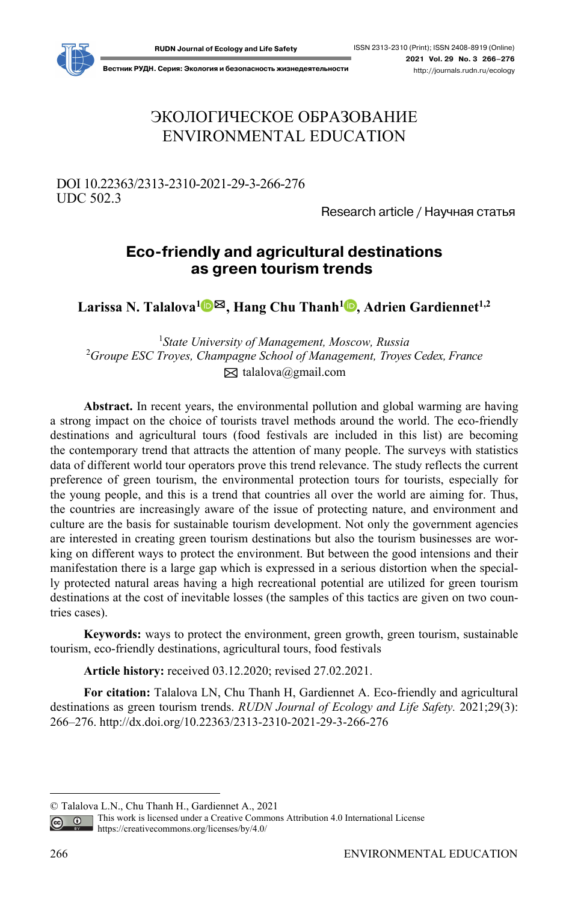ЭКОЛОГИЧЕСКОЕ ОБРАЗОВАНИЕ
ENVIRONMENTAL EDUCATION

DOI 10.22363/2313-2310-2021-29-3-266-276
UDC 502.3

Research article / Научная статья

# Eco-friendly and agricultural destinations as green tourism trends

**Larissa N. Talalova[1], Hang Chu Thanh[1], Adrien Gardiennet[1,2]**

[1]*State University of Management, Moscow, Russia*
[2]*Groupe ESC Troyes, Champagne School of Management, Troyes Cedex, France*
talalova@gmail.com

**Abstract.** In recent years, the environmental pollution and global warming are having a strong impact on the choice of tourists travel methods around the world. The eco-friendly destinations and agricultural tours (food festivals are included in this list) are becoming the contemporary trend that attracts the attention of many people. The surveys with statistics data of different world tour operators prove this trend relevance. The study reflects the current preference of green tourism, the environmental protection tours for tourists, especially for the young people, and this is a trend that countries all over the world are aiming for. Thus, the countries are increasingly aware of the issue of protecting nature, and environment and culture are the basis for sustainable tourism development. Not only the government agencies are interested in creating green tourism destinations but also the tourism businesses are working on different ways to protect the environment. But between the good intensions and their manifestation there is a large gap which is expressed in a serious distortion when the specially protected natural areas having a high recreational potential are utilized for green tourism destinations at the cost of inevitable losses (the samples of this tactics are given on two countries cases).

**Keywords:** ways to protect the environment, green growth, green tourism, sustainable tourism, eco-friendly destinations, agricultural tours, food festivals

**Article history:** received 03.12.2020; revised 27.02.2021.

**For citation:** Talalova LN, Chu Thanh H, Gardiennet A. Eco-friendly and agricultural destinations as green tourism trends. *RUDN Journal of Ecology and Life Safety.* 2021;29(3): 266–276. http://dx.doi.org/10.22363/2313-2310-2021-29-3-266-276

© Talalova L.N., Chu Thanh H., Gardiennet A., 2021
This work is licensed under a Creative Commons Attribution 4.0 International License
https://creativecommons.org/licenses/by/4.0/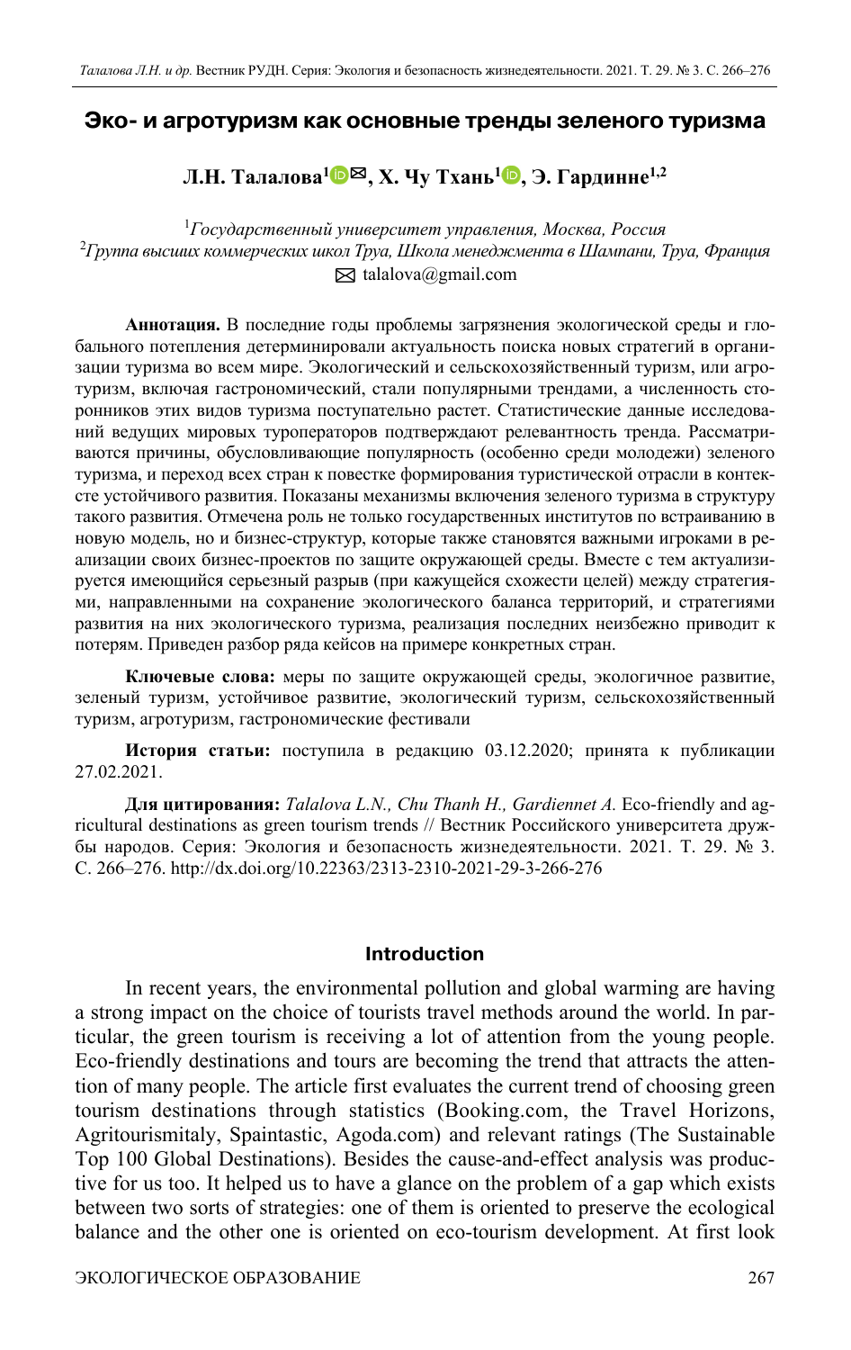# Эко- и агротуризм как основные тренды зеленого туризма

**Л.Н. Талалова[1]✉, Х. Чу Тхань[1], Э. Гардинне[1,2]**

[1]*Государственный университет управления, Москва, Россия*
[2]*Группа высших коммерческих школ Труа, Школа менеджмента в Шампани, Труа, Франция*
✉ talalova@gmail.com

**Аннотация.** В последние годы проблемы загрязнения экологической среды и глобального потепления детерминировали актуальность поиска новых стратегий в организации туризма во всем мире. Экологический и сельскохозяйственный туризм, или агротуризм, включая гастрономический, стали популярными трендами, а численность сторонников этих видов туризма поступательно растет. Статистические данные исследований ведущих мировых туроператоров подтверждают релевантность тренда. Рассматриваются причины, обусловливающие популярность (особенно среди молодежи) зеленого туризма, и переход всех стран к повестке формирования туристической отрасли в контексте устойчивого развития. Показаны механизмы включения зеленого туризма в структуру такого развития. Отмечена роль не только государственных институтов по встраиванию в новую модель, но и бизнес-структур, которые также становятся важными игроками в реализации своих бизнес-проектов по защите окружающей среды. Вместе с тем актуализируется имеющийся серьезный разрыв (при кажущейся схожести целей) между стратегиями, направленными на сохранение экологического баланса территорий, и стратегиями развития на них экологического туризма, реализация последних неизбежно приводит к потерям. Приведен разбор ряда кейсов на примере конкретных стран.

**Ключевые слова:** меры по защите окружающей среды, экологичное развитие, зеленый туризм, устойчивое развитие, экологический туризм, сельскохозяйственный туризм, агротуризм, гастрономические фестивали

**История статьи:** поступила в редакцию 03.12.2020; принята к публикации 27.02.2021.

**Для цитирования:** *Talalova L.N., Chu Thanh H., Gardiennet A.* Eco-friendly and agricultural destinations as green tourism trends // Вестник Российского университета дружбы народов. Серия: Экология и безопасность жизнедеятельности. 2021. Т. 29. № 3. С. 266–276. http://dx.doi.org/10.22363/2313-2310-2021-29-3-266-276

## Introduction

In recent years, the environmental pollution and global warming are having a strong impact on the choice of tourists travel methods around the world. In particular, the green tourism is receiving a lot of attention from the young people. Eco-friendly destinations and tours are becoming the trend that attracts the attention of many people. The article first evaluates the current trend of choosing green tourism destinations through statistics (Booking.com, the Travel Horizons, Agritourismitaly, Spaintastic, Agoda.com) and relevant ratings (The Sustainable Top 100 Global Destinations). Besides the cause-and-effect analysis was productive for us too. It helped us to have a glance on the problem of a gap which exists between two sorts of strategies: one of them is oriented to preserve the ecological balance and the other one is oriented on eco-tourism development. At first look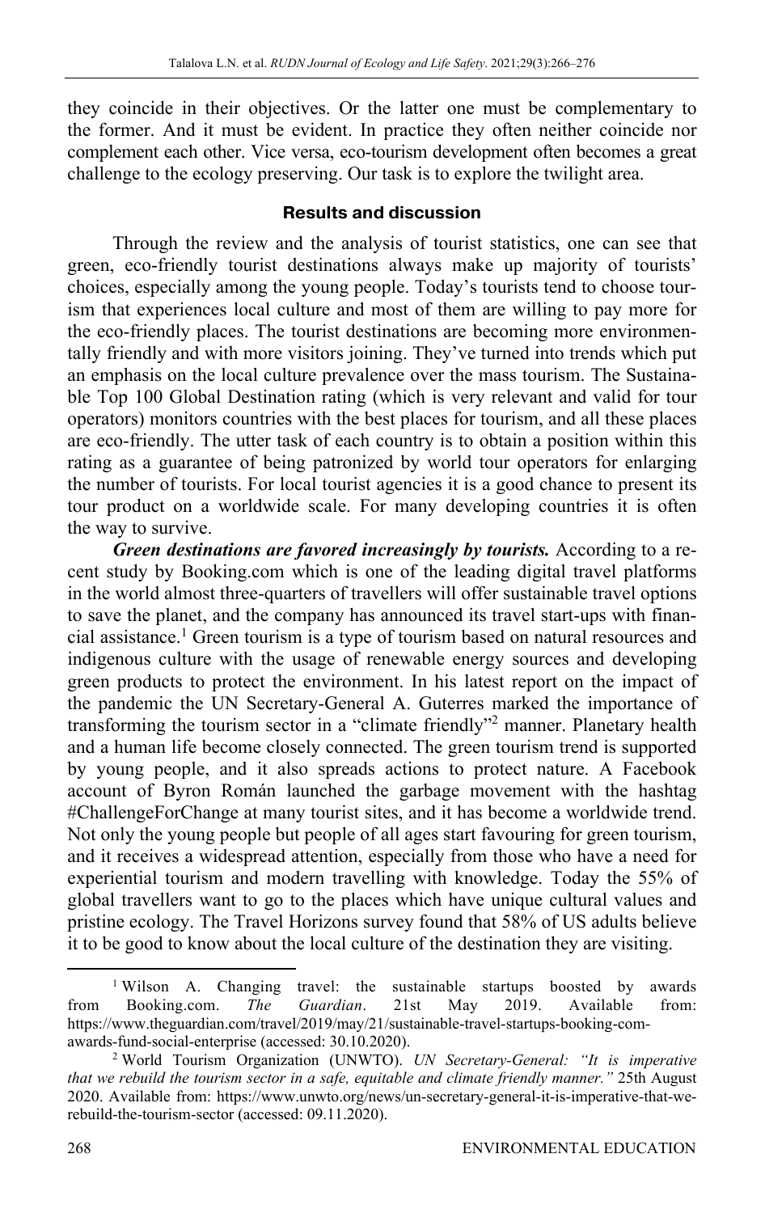they coincide in their objectives. Or the latter one must be complementary to the former. And it must be evident. In practice they often neither coincide nor complement each other. Vice versa, eco-tourism development often becomes a great challenge to the ecology preserving. Our task is to explore the twilight area.

## Results and discussion

Through the review and the analysis of tourist statistics, one can see that green, eco-friendly tourist destinations always make up majority of tourists' choices, especially among the young people. Today's tourists tend to choose tourism that experiences local culture and most of them are willing to pay more for the eco-friendly places. The tourist destinations are becoming more environmentally friendly and with more visitors joining. They've turned into trends which put an emphasis on the local culture prevalence over the mass tourism. The Sustainable Top 100 Global Destination rating (which is very relevant and valid for tour operators) monitors countries with the best places for tourism, and all these places are eco-friendly. The utter task of each country is to obtain a position within this rating as a guarantee of being patronized by world tour operators for enlarging the number of tourists. For local tourist agencies it is a good chance to present its tour product on a worldwide scale. For many developing countries it is often the way to survive.

***Green destinations are favored increasingly by tourists.*** According to a recent study by Booking.com which is one of the leading digital travel platforms in the world almost three-quarters of travellers will offer sustainable travel options to save the planet, and the company has announced its travel start-ups with financial assistance.[1] Green tourism is a type of tourism based on natural resources and indigenous culture with the usage of renewable energy sources and developing green products to protect the environment. In his latest report on the impact of the pandemic the UN Secretary-General A. Guterres marked the importance of transforming the tourism sector in a "climate friendly"[2] manner. Planetary health and a human life become closely connected. The green tourism trend is supported by young people, and it also spreads actions to protect nature. A Facebook account of Byron Román launched the garbage movement with the hashtag #ChallengeForChange at many tourist sites, and it has become a worldwide trend. Not only the young people but people of all ages start favouring for green tourism, and it receives a widespread attention, especially from those who have a need for experiential tourism and modern travelling with knowledge. Today the 55% of global travellers want to go to the places which have unique cultural values and pristine ecology. The Travel Horizons survey found that 58% of US adults believe it to be good to know about the local culture of the destination they are visiting.

---

[1] Wilson A. Changing travel: the sustainable startups boosted by awards from Booking.com. *The Guardian*. 21st May 2019. Available from: https://www.theguardian.com/travel/2019/may/21/sustainable-travel-startups-booking-com-awards-fund-social-enterprise (accessed: 30.10.2020).

[2] World Tourism Organization (UNWTO). *UN Secretary-General: "It is imperative that we rebuild the tourism sector in a safe, equitable and climate friendly manner."* 25th August 2020. Available from: https://www.unwto.org/news/un-secretary-general-it-is-imperative-that-we-rebuild-the-tourism-sector (accessed: 09.11.2020).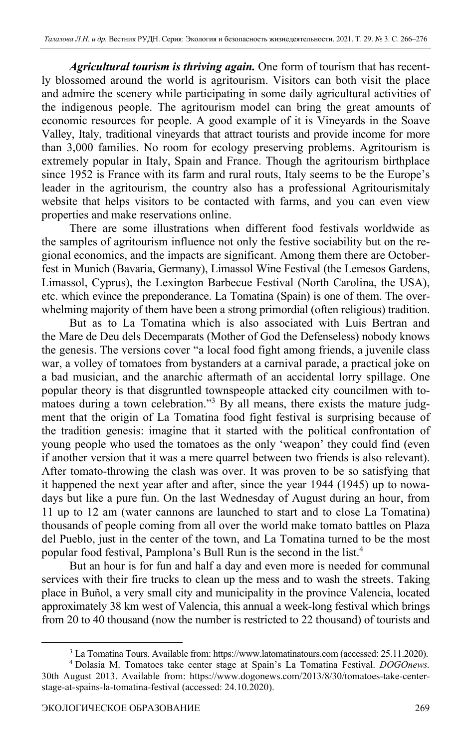***Agricultural tourism is thriving again.*** One form of tourism that has recently blossomed around the world is agritourism. Visitors can both visit the place and admire the scenery while participating in some daily agricultural activities of the indigenous people. The agritourism model can bring the great amounts of economic resources for people. A good example of it is Vineyards in the Soave Valley, Italy, traditional vineyards that attract tourists and provide income for more than 3,000 families. No room for ecology preserving problems. Agritourism is extremely popular in Italy, Spain and France. Though the agritourism birthplace since 1952 is France with its farm and rural routs, Italy seems to be the Europe's leader in the agritourism, the country also has a professional Agritourismitaly website that helps visitors to be contacted with farms, and you can even view properties and make reservations online.

There are some illustrations when different food festivals worldwide as the samples of agritourism influence not only the festive sociability but on the regional economics, and the impacts are significant. Among them there are Octoberfest in Munich (Bavaria, Germany), Limassol Wine Festival (the Lemesos Gardens, Limassol, Cyprus), the Lexington Barbecue Festival (North Carolina, the USA), etc. which evince the preponderance. La Tomatina (Spain) is one of them. The overwhelming majority of them have been a strong primordial (often religious) tradition.

But as to La Tomatina which is also associated with Luis Bertran and the Mare de Deu dels Decemparats (Mother of God the Defenseless) nobody knows the genesis. The versions cover "a local food fight among friends, a juvenile class war, a volley of tomatoes from bystanders at a carnival parade, a practical joke on a bad musician, and the anarchic aftermath of an accidental lorry spillage. One popular theory is that disgruntled townspeople attacked city councilmen with tomatoes during a town celebration."[3] By all means, there exists the mature judgment that the origin of La Tomatina food fight festival is surprising because of the tradition genesis: imagine that it started with the political confrontation of young people who used the tomatoes as the only 'weapon' they could find (even if another version that it was a mere quarrel between two friends is also relevant). After tomato-throwing the clash was over. It was proven to be so satisfying that it happened the next year after and after, since the year 1944 (1945) up to nowadays but like a pure fun. On the last Wednesday of August during an hour, from 11 up to 12 am (water cannons are launched to start and to close La Tomatina) thousands of people coming from all over the world make tomato battles on Plaza del Pueblo, just in the center of the town, and La Tomatina turned to be the most popular food festival, Pamplona's Bull Run is the second in the list.[4]

But an hour is for fun and half a day and even more is needed for communal services with their fire trucks to clean up the mess and to wash the streets. Taking place in Buñol, a very small city and municipality in the province Valencia, located approximately 38 km west of Valencia, this annual a week-long festival which brings from 20 to 40 thousand (now the number is restricted to 22 thousand) of tourists and

---

[3] La Tomatina Tours. Available from: https://www.latomatinatours.com (accessed: 25.11.2020).

[4] Dolasia M. Tomatoes take center stage at Spain's La Tomatina Festival. *DOGOnews.* 30th August 2013. Available from: https://www.dogonews.com/2013/8/30/tomatoes-take-center-stage-at-spains-la-tomatina-festival (accessed: 24.10.2020).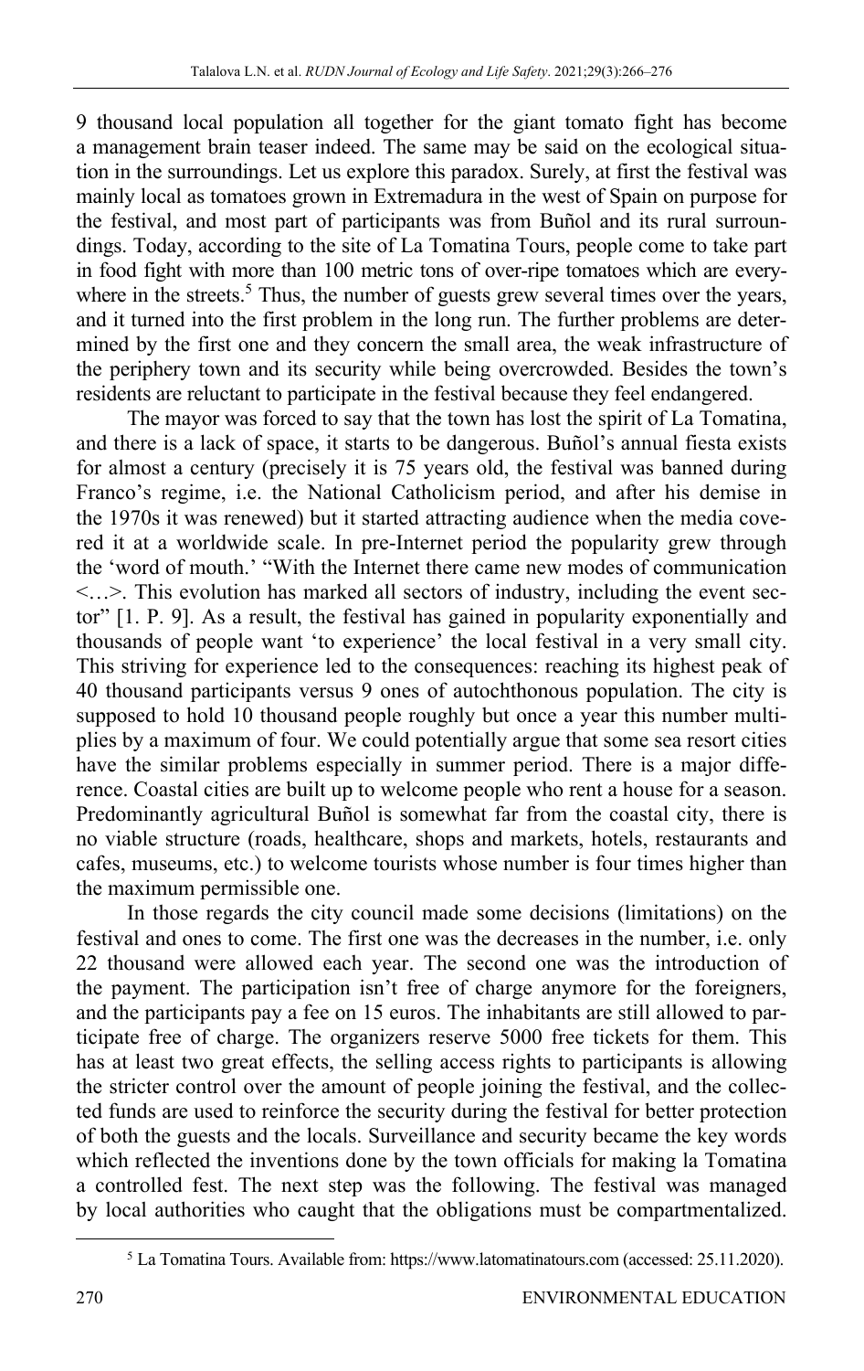9 thousand local population all together for the giant tomato fight has become a management brain teaser indeed. The same may be said on the ecological situation in the surroundings. Let us explore this paradox. Surely, at first the festival was mainly local as tomatoes grown in Extremadura in the west of Spain on purpose for the festival, and most part of participants was from Buñol and its rural surroundings. Today, according to the site of La Tomatina Tours, people come to take part in food fight with more than 100 metric tons of over-ripe tomatoes which are everywhere in the streets.[5] Thus, the number of guests grew several times over the years, and it turned into the first problem in the long run. The further problems are determined by the first one and they concern the small area, the weak infrastructure of the periphery town and its security while being overcrowded. Besides the town's residents are reluctant to participate in the festival because they feel endangered.

The mayor was forced to say that the town has lost the spirit of La Tomatina, and there is a lack of space, it starts to be dangerous. Buñol's annual fiesta exists for almost a century (precisely it is 75 years old, the festival was banned during Franco's regime, i.e. the National Catholicism period, and after his demise in the 1970s it was renewed) but it started attracting audience when the media covered it at a worldwide scale. In pre-Internet period the popularity grew through the 'word of mouth.' "With the Internet there came new modes of communication <…>. This evolution has marked all sectors of industry, including the event sector" [1. P. 9]. As a result, the festival has gained in popularity exponentially and thousands of people want 'to experience' the local festival in a very small city. This striving for experience led to the consequences: reaching its highest peak of 40 thousand participants versus 9 ones of autochthonous population. The city is supposed to hold 10 thousand people roughly but once a year this number multiplies by a maximum of four. We could potentially argue that some sea resort cities have the similar problems especially in summer period. There is a major difference. Coastal cities are built up to welcome people who rent a house for a season. Predominantly agricultural Buñol is somewhat far from the coastal city, there is no viable structure (roads, healthcare, shops and markets, hotels, restaurants and cafes, museums, etc.) to welcome tourists whose number is four times higher than the maximum permissible one.

In those regards the city council made some decisions (limitations) on the festival and ones to come. The first one was the decreases in the number, i.e. only 22 thousand were allowed each year. The second one was the introduction of the payment. The participation isn't free of charge anymore for the foreigners, and the participants pay a fee on 15 euros. The inhabitants are still allowed to participate free of charge. The organizers reserve 5000 free tickets for them. This has at least two great effects, the selling access rights to participants is allowing the stricter control over the amount of people joining the festival, and the collected funds are used to reinforce the security during the festival for better protection of both the guests and the locals. Surveillance and security became the key words which reflected the inventions done by the town officials for making la Tomatina a controlled fest. The next step was the following. The festival was managed by local authorities who caught that the obligations must be compartmentalized.

[5] La Tomatina Tours. Available from: https://www.latomatinatours.com (accessed: 25.11.2020).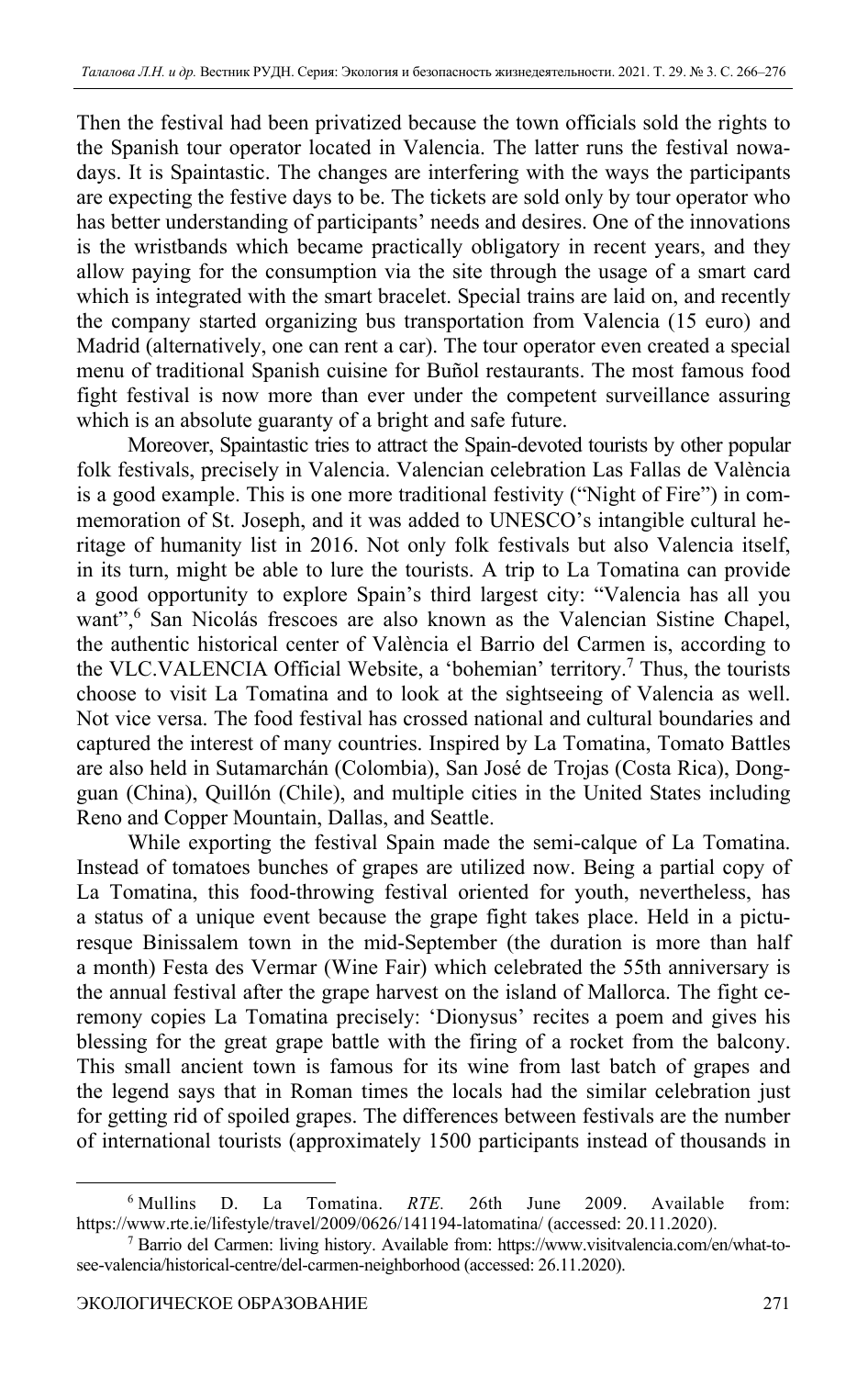Then the festival had been privatized because the town officials sold the rights to the Spanish tour operator located in Valencia. The latter runs the festival nowadays. It is Spaintastic. The changes are interfering with the ways the participants are expecting the festive days to be. The tickets are sold only by tour operator who has better understanding of participants' needs and desires. One of the innovations is the wristbands which became practically obligatory in recent years, and they allow paying for the consumption via the site through the usage of a smart card which is integrated with the smart bracelet. Special trains are laid on, and recently the company started organizing bus transportation from Valencia (15 euro) and Madrid (alternatively, one can rent a car). The tour operator even created a special menu of traditional Spanish cuisine for Buñol restaurants. The most famous food fight festival is now more than ever under the competent surveillance assuring which is an absolute guaranty of a bright and safe future.

Moreover, Spaintastic tries to attract the Spain-devoted tourists by other popular folk festivals, precisely in Valencia. Valencian celebration Las Fallas de València is a good example. This is one more traditional festivity ("Night of Fire") in commemoration of St. Joseph, and it was added to UNESCO's intangible cultural heritage of humanity list in 2016. Not only folk festivals but also Valencia itself, in its turn, might be able to lure the tourists. A trip to La Tomatina can provide a good opportunity to explore Spain's third largest city: "Valencia has all you want",[6] San Nicolás frescoes are also known as the Valencian Sistine Chapel, the authentic historical center of València el Barrio del Carmen is, according to the VLC.VALENCIA Official Website, a 'bohemian' territory.[7] Thus, the tourists choose to visit La Tomatina and to look at the sightseeing of Valencia as well. Not vice versa. The food festival has crossed national and cultural boundaries and captured the interest of many countries. Inspired by La Tomatina, Tomato Battles are also held in Sutamarchán (Colombia), San José de Trojas (Costa Rica), Dongguan (China), Quillón (Chile), and multiple cities in the United States including Reno and Copper Mountain, Dallas, and Seattle.

While exporting the festival Spain made the semi-calque of La Tomatina. Instead of tomatoes bunches of grapes are utilized now. Being a partial copy of La Tomatina, this food-throwing festival oriented for youth, nevertheless, has a status of a unique event because the grape fight takes place. Held in a picturesque Binissalem town in the mid-September (the duration is more than half a month) Festa des Vermar (Wine Fair) which celebrated the 55th anniversary is the annual festival after the grape harvest on the island of Mallorca. The fight ceremony copies La Tomatina precisely: 'Dionysus' recites a poem and gives his blessing for the great grape battle with the firing of a rocket from the balcony. This small ancient town is famous for its wine from last batch of grapes and the legend says that in Roman times the locals had the similar celebration just for getting rid of spoiled grapes. The differences between festivals are the number of international tourists (approximately 1500 participants instead of thousands in

---

[6] Mullins D. La Tomatina. *RTE.* 26th June 2009. Available from: https://www.rte.ie/lifestyle/travel/2009/0626/141194-latomatina/ (accessed: 20.11.2020).

[7] Barrio del Carmen: living history. Available from: https://www.visitvalencia.com/en/what-to-see-valencia/historical-centre/del-carmen-neighborhood (accessed: 26.11.2020).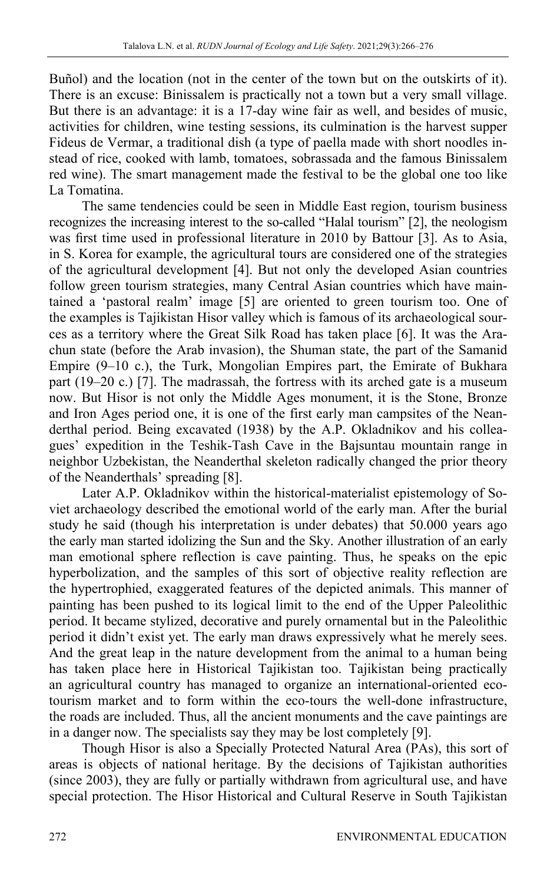Buñol) and the location (not in the center of the town but on the outskirts of it). There is an excuse: Binissalem is practically not a town but a very small village. But there is an advantage: it is a 17-day wine fair as well, and besides of music, activities for children, wine testing sessions, its culmination is the harvest supper Fideus de Vermar, a traditional dish (a type of paella made with short noodles instead of rice, cooked with lamb, tomatoes, sobrassada and the famous Binissalem red wine). The smart management made the festival to be the global one too like La Tomatina.

The same tendencies could be seen in Middle East region, tourism business recognizes the increasing interest to the so-called "Halal tourism" [2], the neologism was first time used in professional literature in 2010 by Battour [3]. As to Asia, in S. Korea for example, the agricultural tours are considered one of the strategies of the agricultural development [4]. But not only the developed Asian countries follow green tourism strategies, many Central Asian countries which have maintained a 'pastoral realm' image [5] are oriented to green tourism too. One of the examples is Tajikistan Hisor valley which is famous of its archaeological sources as a territory where the Great Silk Road has taken place [6]. It was the Arachun state (before the Arab invasion), the Shuman state, the part of the Samanid Empire (9–10 c.), the Turk, Mongolian Empires part, the Emirate of Bukhara part (19–20 c.) [7]. The madrassah, the fortress with its arched gate is a museum now. But Hisor is not only the Middle Ages monument, it is the Stone, Bronze and Iron Ages period one, it is one of the first early man campsites of the Neanderthal period. Being excavated (1938) by the A.P. Okladnikov and his colleagues' expedition in the Teshik-Tash Cave in the Bajsuntau mountain range in neighbor Uzbekistan, the Neanderthal skeleton radically changed the prior theory of the Neanderthals' spreading [8].

Later A.P. Okladnikov within the historical-materialist epistemology of Soviet archaeology described the emotional world of the early man. After the burial study he said (though his interpretation is under debates) that 50.000 years ago the early man started idolizing the Sun and the Sky. Another illustration of an early man emotional sphere reflection is cave painting. Thus, he speaks on the epic hyperbolization, and the samples of this sort of objective reality reflection are the hypertrophied, exaggerated features of the depicted animals. This manner of painting has been pushed to its logical limit to the end of the Upper Paleolithic period. It became stylized, decorative and purely ornamental but in the Paleolithic period it didn't exist yet. The early man draws expressively what he merely sees. And the great leap in the nature development from the animal to a human being has taken place here in Historical Tajikistan too. Tajikistan being practically an agricultural country has managed to organize an international-oriented ecotourism market and to form within the eco-tours the well-done infrastructure, the roads are included. Thus, all the ancient monuments and the cave paintings are in a danger now. The specialists say they may be lost completely [9].

Though Hisor is also a Specially Protected Natural Area (PAs), this sort of areas is objects of national heritage. By the decisions of Tajikistan authorities (since 2003), they are fully or partially withdrawn from agricultural use, and have special protection. The Hisor Historical and Cultural Reserve in South Tajikistan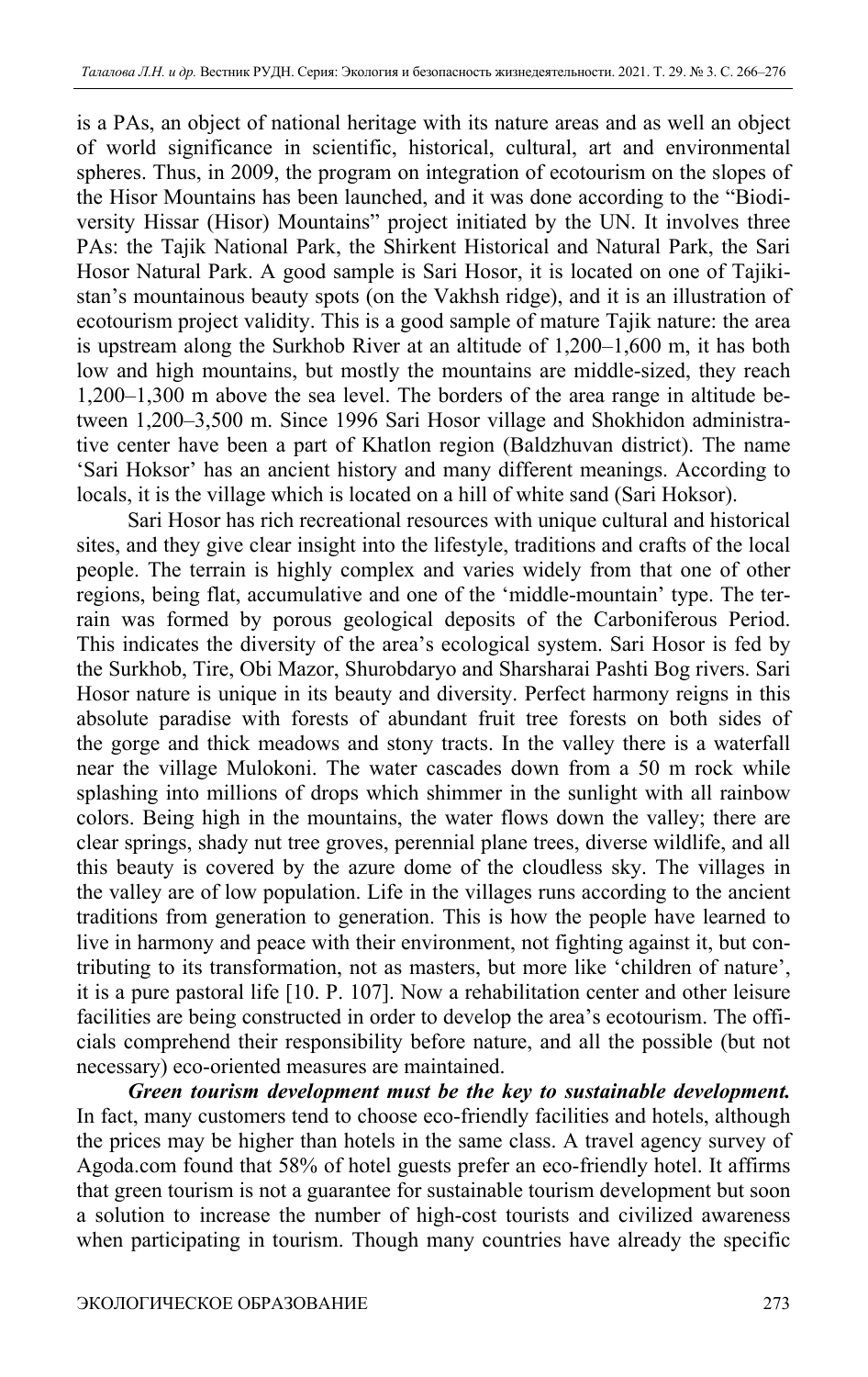is a PAs, an object of national heritage with its nature areas and as well an object of world significance in scientific, historical, cultural, art and environmental spheres. Thus, in 2009, the program on integration of ecotourism on the slopes of the Hisor Mountains has been launched, and it was done according to the "Biodiversity Hissar (Hisor) Mountains" project initiated by the UN. It involves three PAs: the Tajik National Park, the Shirkent Historical and Natural Park, the Sari Hosor Natural Park. A good sample is Sari Hosor, it is located on one of Tajikistan's mountainous beauty spots (on the Vakhsh ridge), and it is an illustration of ecotourism project validity. This is a good sample of mature Tajik nature: the area is upstream along the Surkhob River at an altitude of 1,200–1,600 m, it has both low and high mountains, but mostly the mountains are middle-sized, they reach 1,200–1,300 m above the sea level. The borders of the area range in altitude between 1,200–3,500 m. Since 1996 Sari Hosor village and Shokhidon administrative center have been a part of Khatlon region (Baldzhuvan district). The name 'Sari Hoksor' has an ancient history and many different meanings. According to locals, it is the village which is located on a hill of white sand (Sari Hoksor).

Sari Hosor has rich recreational resources with unique cultural and historical sites, and they give clear insight into the lifestyle, traditions and crafts of the local people. The terrain is highly complex and varies widely from that one of other regions, being flat, accumulative and one of the 'middle-mountain' type. The terrain was formed by porous geological deposits of the Carboniferous Period. This indicates the diversity of the area's ecological system. Sari Hosor is fed by the Surkhob, Tire, Obi Mazor, Shurobdaryo and Sharsharai Pashti Bog rivers. Sari Hosor nature is unique in its beauty and diversity. Perfect harmony reigns in this absolute paradise with forests of abundant fruit tree forests on both sides of the gorge and thick meadows and stony tracts. In the valley there is a waterfall near the village Mulokoni. The water cascades down from a 50 m rock while splashing into millions of drops which shimmer in the sunlight with all rainbow colors. Being high in the mountains, the water flows down the valley; there are clear springs, shady nut tree groves, perennial plane trees, diverse wildlife, and all this beauty is covered by the azure dome of the cloudless sky. The villages in the valley are of low population. Life in the villages runs according to the ancient traditions from generation to generation. This is how the people have learned to live in harmony and peace with their environment, not fighting against it, but contributing to its transformation, not as masters, but more like 'children of nature', it is a pure pastoral life [10. P. 107]. Now a rehabilitation center and other leisure facilities are being constructed in order to develop the area's ecotourism. The officials comprehend their responsibility before nature, and all the possible (but not necessary) eco-oriented measures are maintained.

***Green tourism development must be the key to sustainable development.*** In fact, many customers tend to choose eco-friendly facilities and hotels, although the prices may be higher than hotels in the same class. A travel agency survey of Agoda.com found that 58% of hotel guests prefer an eco-friendly hotel. It affirms that green tourism is not a guarantee for sustainable tourism development but soon a solution to increase the number of high-cost tourists and civilized awareness when participating in tourism. Though many countries have already the specific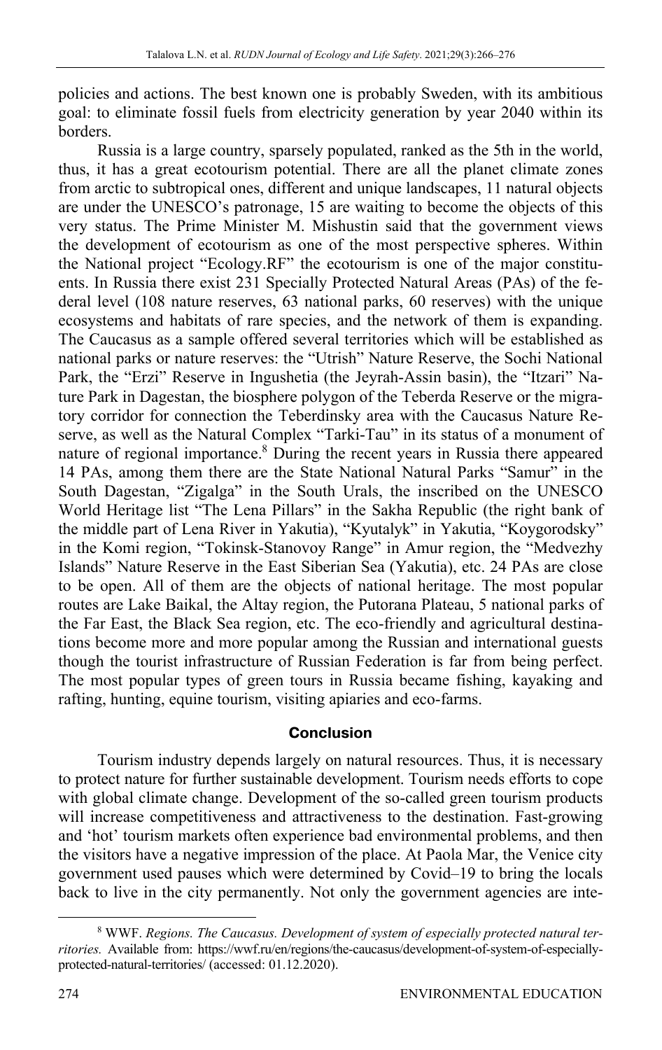policies and actions. The best known one is probably Sweden, with its ambitious goal: to eliminate fossil fuels from electricity generation by year 2040 within its borders.

Russia is a large country, sparsely populated, ranked as the 5th in the world, thus, it has a great ecotourism potential. There are all the planet climate zones from arctic to subtropical ones, different and unique landscapes, 11 natural objects are under the UNESCO's patronage, 15 are waiting to become the objects of this very status. The Prime Minister M. Mishustin said that the government views the development of ecotourism as one of the most perspective spheres. Within the National project "Ecology.RF" the ecotourism is one of the major constituents. In Russia there exist 231 Specially Protected Natural Areas (PAs) of the federal level (108 nature reserves, 63 national parks, 60 reserves) with the unique ecosystems and habitats of rare species, and the network of them is expanding. The Caucasus as a sample offered several territories which will be established as national parks or nature reserves: the "Utrish" Nature Reserve, the Sochi National Park, the "Erzi" Reserve in Ingushetia (the Jeyrah-Assin basin), the "Itzari" Nature Park in Dagestan, the biosphere polygon of the Teberda Reserve or the migratory corridor for connection the Teberdinsky area with the Caucasus Nature Reserve, as well as the Natural Complex "Tarki-Tau" in its status of a monument of nature of regional importance.[8] During the recent years in Russia there appeared 14 PAs, among them there are the State National Natural Parks "Samur" in the South Dagestan, "Zigalga" in the South Urals, the inscribed on the UNESCO World Heritage list "The Lena Pillars" in the Sakha Republic (the right bank of the middle part of Lena River in Yakutia), "Kyutalyk" in Yakutia, "Koygorodsky" in the Komi region, "Tokinsk-Stanovoy Range" in Amur region, the "Medvezhy Islands" Nature Reserve in the East Siberian Sea (Yakutia), etc. 24 PAs are close to be open. All of them are the objects of national heritage. The most popular routes are Lake Baikal, the Altay region, the Putorana Plateau, 5 national parks of the Far East, the Black Sea region, etc. The eco-friendly and agricultural destinations become more and more popular among the Russian and international guests though the tourist infrastructure of Russian Federation is far from being perfect. The most popular types of green tours in Russia became fishing, kayaking and rafting, hunting, equine tourism, visiting apiaries and eco-farms.

## Conclusion

Tourism industry depends largely on natural resources. Thus, it is necessary to protect nature for further sustainable development. Tourism needs efforts to cope with global climate change. Development of the so-called green tourism products will increase competitiveness and attractiveness to the destination. Fast-growing and 'hot' tourism markets often experience bad environmental problems, and then the visitors have a negative impression of the place. At Paola Mar, the Venice city government used pauses which were determined by Covid–19 to bring the locals back to live in the city permanently. Not only the government agencies are inte-

---

[8] WWF. *Regions. The Caucasus. Development of system of especially protected natural territories.* Available from: https://wwf.ru/en/regions/the-caucasus/development-of-system-of-especially-protected-natural-territories/ (accessed: 01.12.2020).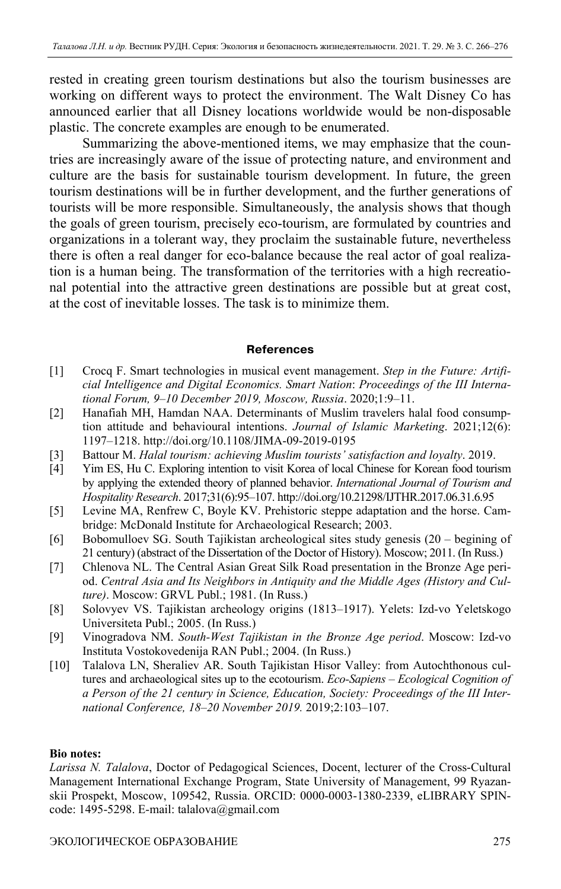rested in creating green tourism destinations but also the tourism businesses are working on different ways to protect the environment. The Walt Disney Co has announced earlier that all Disney locations worldwide would be non-disposable plastic. The concrete examples are enough to be enumerated.

Summarizing the above-mentioned items, we may emphasize that the countries are increasingly aware of the issue of protecting nature, and environment and culture are the basis for sustainable tourism development. In future, the green tourism destinations will be in further development, and the further generations of tourists will be more responsible. Simultaneously, the analysis shows that though the goals of green tourism, precisely eco-tourism, are formulated by countries and organizations in a tolerant way, they proclaim the sustainable future, nevertheless there is often a real danger for eco-balance because the real actor of goal realization is a human being. The transformation of the territories with a high recreational potential into the attractive green destinations are possible but at great cost, at the cost of inevitable losses. The task is to minimize them.

## References

[1] Crocq F. Smart technologies in musical event management. *Step in the Future: Artificial Intelligence and Digital Economics. Smart Nation*: *Proceedings of the III International Forum, 9–10 December 2019, Moscow, Russia*. 2020;1:9–11.

[2] Hanafiah MH, Hamdan NAA. Determinants of Muslim travelers halal food consumption attitude and behavioural intentions. *Journal of Islamic Marketing*. 2021;12(6): 1197–1218. http://doi.org/10.1108/JIMA-09-2019-0195

[3] Battour M. *Halal tourism: achieving Muslim tourists' satisfaction and loyalty*. 2019.

[4] Yim ES, Hu C. Exploring intention to visit Korea of local Chinese for Korean food tourism by applying the extended theory of planned behavior. *International Journal of Tourism and Hospitality Research*. 2017;31(6):95–107. http://doi.org/10.21298/IJTHR.2017.06.31.6.95

[5] Levine MA, Renfrew C, Boyle KV. Prehistoric steppe adaptation and the horse. Cambridge: McDonald Institute for Archaeological Research; 2003.

[6] Bobomulloev SG. South Tajikistan archeological sites study genesis (20 – begining of 21 century) (abstract of the Dissertation of the Doctor of History). Moscow; 2011. (In Russ.)

[7] Chlenova NL. The Central Asian Great Silk Road presentation in the Bronze Age period. *Central Asia and Its Neighbors in Antiquity and the Middle Ages (History and Culture)*. Moscow: GRVL Publ.; 1981. (In Russ.)

[8] Solovyev VS. Tajikistan archeology origins (1813–1917). Yelets: Izd-vo Yeletskogo Universiteta Publ.; 2005. (In Russ.)

[9] Vinogradova NM. *South-West Tajikistan in the Bronze Age period*. Moscow: Izd-vo Instituta Vostokovedenija RAN Publ.; 2004. (In Russ.)

[10] Talalova LN, Sheraliev AR. South Tajikistan Hisor Valley: from Autochthonous cultures and archaeological sites up to the ecotourism. *Eco-Sapiens – Ecological Cognition of a Person of the 21 century in Science, Education, Society: Proceedings of the III International Conference, 18–20 November 2019.* 2019;2:103–107.

**Bio notes:**

*Larissa N. Talalova*, Doctor of Pedagogical Sciences, Docent, lecturer of the Cross-Cultural Management International Exchange Program, State University of Management, 99 Ryazanskii Prospekt, Moscow, 109542, Russia. ORCID: 0000-0003-1380-2339, eLIBRARY SPIN-code: 1495-5298. E-mail: talalova@gmail.com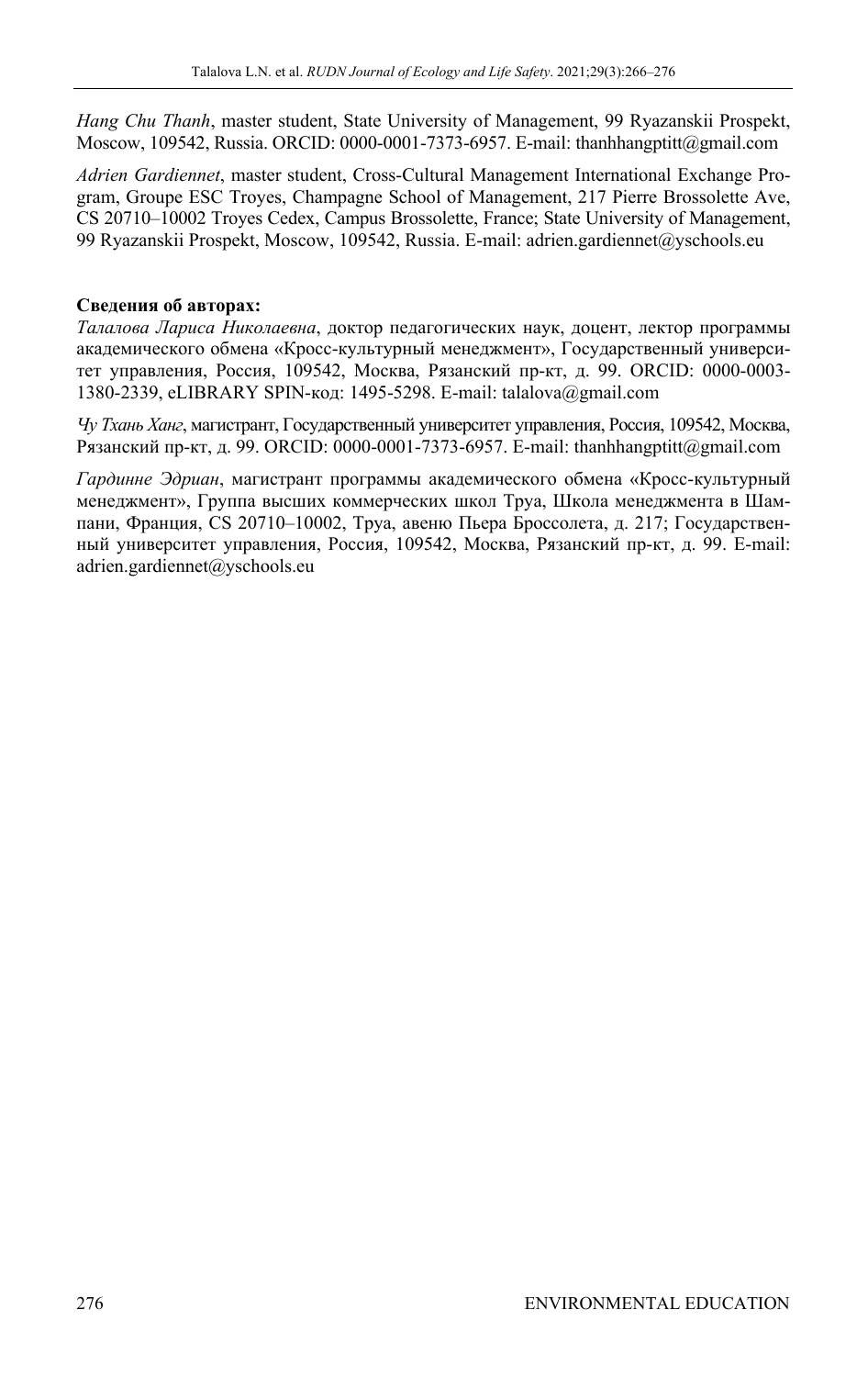*Hang Chu Thanh*, master student, State University of Management, 99 Ryazanskii Prospekt, Moscow, 109542, Russia. ORCID: 0000-0001-7373-6957. E-mail: thanhhangptitt@gmail.com

*Adrien Gardiennet*, master student, Cross-Cultural Management International Exchange Program, Groupe ESC Troyes, Champagne School of Management, 217 Pierre Brossolette Ave, CS 20710–10002 Troyes Cedex, Campus Brossolette, France; State University of Management, 99 Ryazanskii Prospekt, Moscow, 109542, Russia. E-mail: adrien.gardiennet@yschools.eu

**Сведения об авторах:**

*Талалова Лариса Николаевна*, доктор педагогических наук, доцент, лектор программы академического обмена «Кросс-культурный менеджмент», Государственный университет управления, Россия, 109542, Москва, Рязанский пр-кт, д. 99. ORCID: 0000-0003-1380-2339, eLIBRARY SPIN-код: 1495-5298. E-mail: talalova@gmail.com

*Чу Тхань Ханг*, магистрант, Государственный университет управления, Россия, 109542, Москва, Рязанский пр-кт, д. 99. ORCID: 0000-0001-7373-6957. E-mail: thanhhangptitt@gmail.com

*Гардинне Эдриан*, магистрант программы академического обмена «Кросс-культурный менеджмент», Группа высших коммерческих школ Труа, Школа менеджмента в Шампани, Франция, CS 20710–10002, Труа, авеню Пьера Броссолета, д. 217; Государственный университет управления, Россия, 109542, Москва, Рязанский пр-кт, д. 99. E-mail: adrien.gardiennet@yschools.eu